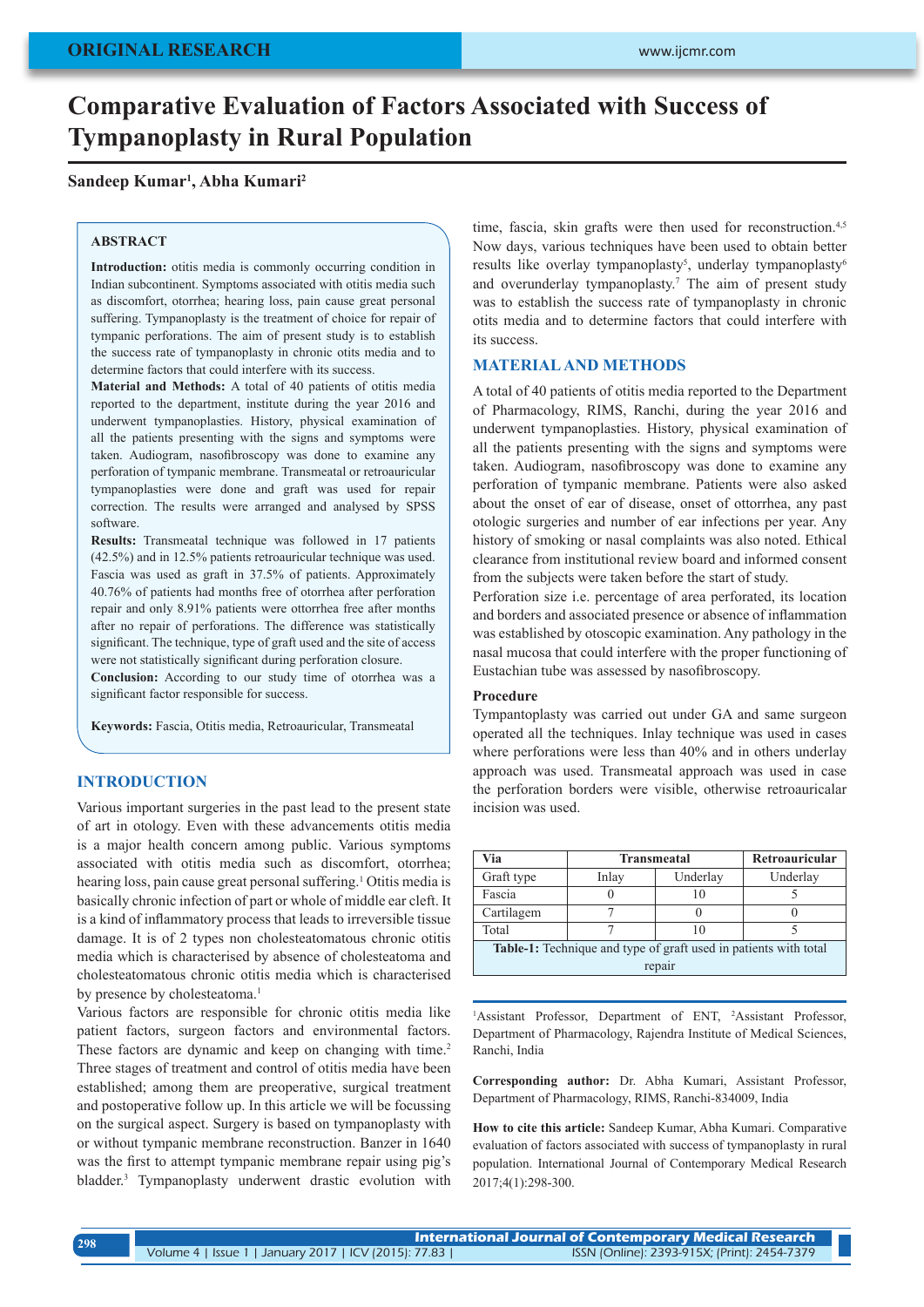ORIGINAL RESEARCH

# Comparative Evaluation of Factors Associated with Success of Tympanoplasty in Rural Population

**Sandeep Kumar[1], Abha Kumari[2]**

## ABSTRACT

**Introduction:** otitis media is commonly occurring condition in Indian subcontinent. Symptoms associated with otitis media such as discomfort, otorrhea; hearing loss, pain cause great personal suffering. Tympanoplasty is the treatment of choice for repair of tympanic perforations. The aim of present study is to establish the success rate of tympanoplasty in chronic otits media and to determine factors that could interfere with its success.

**Material and Methods:** A total of 40 patients of otitis media reported to the department, institute during the year 2016 and underwent tympanoplasties. History, physical examination of all the patients presenting with the signs and symptoms were taken. Audiogram, nasofibroscopy was done to examine any perforation of tympanic membrane. Transmeatal or retroauricular tympanoplasties were done and graft was used for repair correction. The results were arranged and analysed by SPSS software.

**Results:** Transmeatal technique was followed in 17 patients (42.5%) and in 12.5% patients retroauricular technique was used. Fascia was used as graft in 37.5% of patients. Approximately 40.76% of patients had months free of otorrhea after perforation repair and only 8.91% patients were ottorrhea free after months after no repair of perforations. The difference was statistically significant. The technique, type of graft used and the site of access were not statistically significant during perforation closure.

**Conclusion:** According to our study time of otorrhea was a significant factor responsible for success.

**Keywords:** Fascia, Otitis media, Retroauricular, Transmeatal

## INTRODUCTION

Various important surgeries in the past lead to the present state of art in otology. Even with these advancements otitis media is a major health concern among public. Various symptoms associated with otitis media such as discomfort, otorrhea; hearing loss, pain cause great personal suffering.[1] Otitis media is basically chronic infection of part or whole of middle ear cleft. It is a kind of inflammatory process that leads to irreversible tissue damage. It is of 2 types non cholesteatomatous chronic otitis media which is characterised by absence of cholesteatoma and cholesteatomatous chronic otitis media which is characterised by presence by cholesteatoma.[1]

Various factors are responsible for chronic otitis media like patient factors, surgeon factors and environmental factors. These factors are dynamic and keep on changing with time.[2] Three stages of treatment and control of otitis media have been established; among them are preoperative, surgical treatment and postoperative follow up. In this article we will be focussing on the surgical aspect. Surgery is based on tympanoplasty with or without tympanic membrane reconstruction. Banzer in 1640 was the first to attempt tympanic membrane repair using pig's bladder.[3] Tympanoplasty underwent drastic evolution with time, fascia, skin grafts were then used for reconstruction.[4,5] Now days, various techniques have been used to obtain better results like overlay tympanoplasty[5], underlay tympanoplasty[6] and overunderlay tympanoplasty.[7] The aim of present study was to establish the success rate of tympanoplasty in chronic otits media and to determine factors that could interfere with its success.

## MATERIAL AND METHODS

A total of 40 patients of otitis media reported to the Department of Pharmacology, RIMS, Ranchi, during the year 2016 and underwent tympanoplasties. History, physical examination of all the patients presenting with the signs and symptoms were taken. Audiogram, nasofibroscopy was done to examine any perforation of tympanic membrane. Patients were also asked about the onset of ear of disease, onset of ottorrhea, any past otologic surgeries and number of ear infections per year. Any history of smoking or nasal complaints was also noted. Ethical clearance from institutional review board and informed consent from the subjects were taken before the start of study.

Perforation size i.e. percentage of area perforated, its location and borders and associated presence or absence of inflammation was established by otoscopic examination. Any pathology in the nasal mucosa that could interfere with the proper functioning of Eustachian tube was assessed by nasofibroscopy.

### Procedure

Tympantoplasty was carried out under GA and same surgeon operated all the techniques. Inlay technique was used in cases where perforations were less than 40% and in others underlay approach was used. Transmeatal approach was used in case the perforation borders were visible, otherwise retroauricalar incision was used.

| Via | Transmeatal | | Retroauricular |
|---|---|---|---|
| Graft type | Inlay | Underlay | Underlay |
| Fascia | 0 | 10 | 5 |
| Cartilagem | 7 | 0 | 0 |
| Total | 7 | 10 | 5 |

Table-1: Technique and type of graft used in patients with total repair

[1]Assistant Professor, Department of ENT, [2]Assistant Professor, Department of Pharmacology, Rajendra Institute of Medical Sciences, Ranchi, India

**Corresponding author:** Dr. Abha Kumari, Assistant Professor, Department of Pharmacology, RIMS, Ranchi-834009, India

**How to cite this article:** Sandeep Kumar, Abha Kumari. Comparative evaluation of factors associated with success of tympanoplasty in rural population. International Journal of Contemporary Medical Research 2017;4(1):298-300.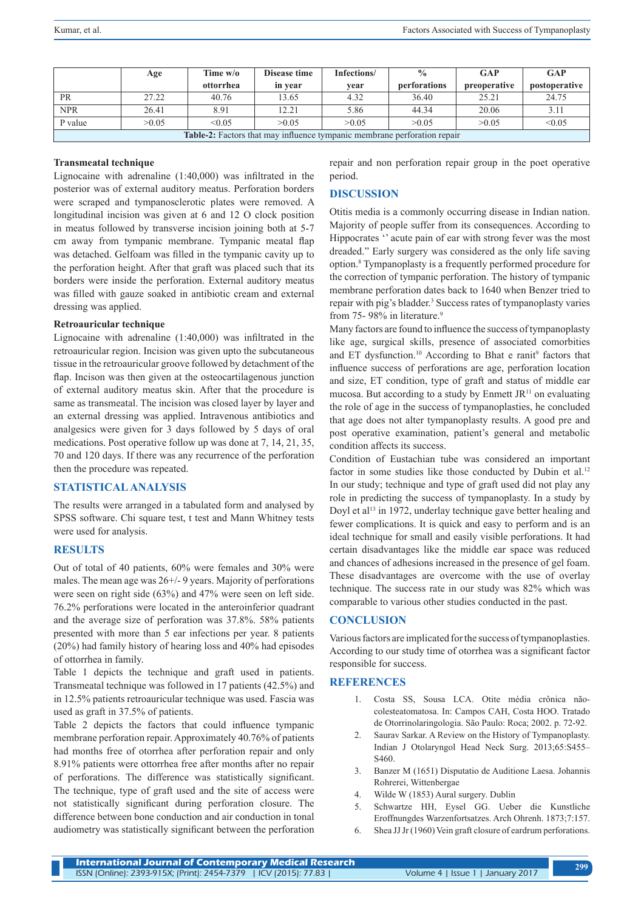|  | Age | Time w/o ottorrhea | Disease time in year | Infections/ year | % perforations | GAP preoperative | GAP postoperative |
|---|---|---|---|---|---|---|---|
| PR | 27.22 | 40.76 | 13.65 | 4.32 | 36.40 | 25.21 | 24.75 |
| NPR | 26.41 | 8.91 | 12.21 | 5.86 | 44.34 | 20.06 | 3.11 |
| P value | >0.05 | <0.05 | >0.05 | >0.05 | >0.05 | >0.05 | <0.05 |

**Table-2:** Factors that may influence tympanic membrane perforation repair

### Transmeatal technique

Lignocaine with adrenaline (1:40,000) was infiltrated in the posterior was of external auditory meatus. Perforation borders were scraped and tympanosclerotic plates were removed. A longitudinal incision was given at 6 and 12 O clock position in meatus followed by transverse incision joining both at 5-7 cm away from tympanic membrane. Tympanic meatal flap was detached. Gelfoam was filled in the tympanic cavity up to the perforation height. After that graft was placed such that its borders were inside the perforation. External auditory meatus was filled with gauze soaked in antibiotic cream and external dressing was applied.

### Retroauricular technique

Lignocaine with adrenaline (1:40,000) was infiltrated in the retroauricular region. Incision was given upto the subcutaneous tissue in the retroauricular groove followed by detachment of the flap. Incison was then given at the osteocartilagenous junction of external auditory meatus skin. After that the procedure is same as transmeatal. The incision was closed layer by layer and an external dressing was applied. Intravenous antibiotics and analgesics were given for 3 days followed by 5 days of oral medications. Post operative follow up was done at 7, 14, 21, 35, 70 and 120 days. If there was any recurrence of the perforation then the procedure was repeated.

## STATISTICAL ANALYSIS

The results were arranged in a tabulated form and analysed by SPSS software. Chi square test, t test and Mann Whitney tests were used for analysis.

## RESULTS

Out of total of 40 patients, 60% were females and 30% were males. The mean age was 26+/- 9 years. Majority of perforations were seen on right side (63%) and 47% were seen on left side. 76.2% perforations were located in the anteroinferior quadrant and the average size of perforation was 37.8%. 58% patients presented with more than 5 ear infections per year. 8 patients (20%) had family history of hearing loss and 40% had episodes of ottorrhea in family.

Table 1 depicts the technique and graft used in patients. Transmeatal technique was followed in 17 patients (42.5%) and in 12.5% patients retroauricular technique was used. Fascia was used as graft in 37.5% of patients.

Table 2 depicts the factors that could influence tympanic membrane perforation repair. Approximately 40.76% of patients had months free of otorrhea after perforation repair and only 8.91% patients were ottorrhea free after months after no repair of perforations. The difference was statistically significant. The technique, type of graft used and the site of access were not statistically significant during perforation closure. The difference between bone conduction and air conduction in tonal audiometry was statistically significant between the perforation repair and non perforation repair group in the poet operative period.

## DISCUSSION

Otitis media is a commonly occurring disease in Indian nation. Majority of people suffer from its consequences. According to Hippocrates '' acute pain of ear with strong fever was the most dreaded." Early surgery was considered as the only life saving option.[8] Tympanoplasty is a frequently performed procedure for the correction of tympanic perforation. The history of tympanic membrane perforation dates back to 1640 when Benzer tried to repair with pig's bladder.[3] Success rates of tympanoplasty varies from 75- 98% in literature.[9]

Many factors are found to influence the success of tympanoplasty like age, surgical skills, presence of associated comorbities and ET dysfunction.[10] According to Bhat e ranit[9] factors that influence success of perforations are age, perforation location and size, ET condition, type of graft and status of middle ear mucosa. But according to a study by Enmett JR[11] on evaluating the role of age in the success of tympanoplasties, he concluded that age does not alter tympanoplasty results. A good pre and post operative examination, patient's general and metabolic condition affects its success.

Condition of Eustachian tube was considered an important factor in some studies like those conducted by Dubin et al.[12] In our study; technique and type of graft used did not play any role in predicting the success of tympanoplasty. In a study by Doyl et al[13] in 1972, underlay technique gave better healing and fewer complications. It is quick and easy to perform and is an ideal technique for small and easily visible perforations. It had certain disadvantages like the middle ear space was reduced and chances of adhesions increased in the presence of gel foam. These disadvantages are overcome with the use of overlay technique. The success rate in our study was 82% which was comparable to various other studies conducted in the past.

## CONCLUSION

Various factors are implicated for the success of tympanoplasties. According to our study time of otorrhea was a significant factor responsible for success.

## REFERENCES

1. Costa SS, Sousa LCA. Otite média crônica não-colesteatomatosa. In: Campos CAH, Costa HOO. Tratado de Otorrinolaringologia. São Paulo: Roca; 2002. p. 72-92.
2. Saurav Sarkar. A Review on the History of Tympanoplasty. Indian J Otolaryngol Head Neck Surg. 2013;65:S455–S460.
3. Banzer M (1651) Disputatio de Auditione Laesa. Johannis Rohrerei, Wittenbergae
4. Wilde W (1853) Aural surgery. Dublin
5. Schwartze HH, Eysel GG. Ueber die Kunstliche Eroffnungdes Warzenfortsatzes. Arch Ohrenh. 1873;7:157.
6. Shea JJ Jr (1960) Vein graft closure of eardrum perforations.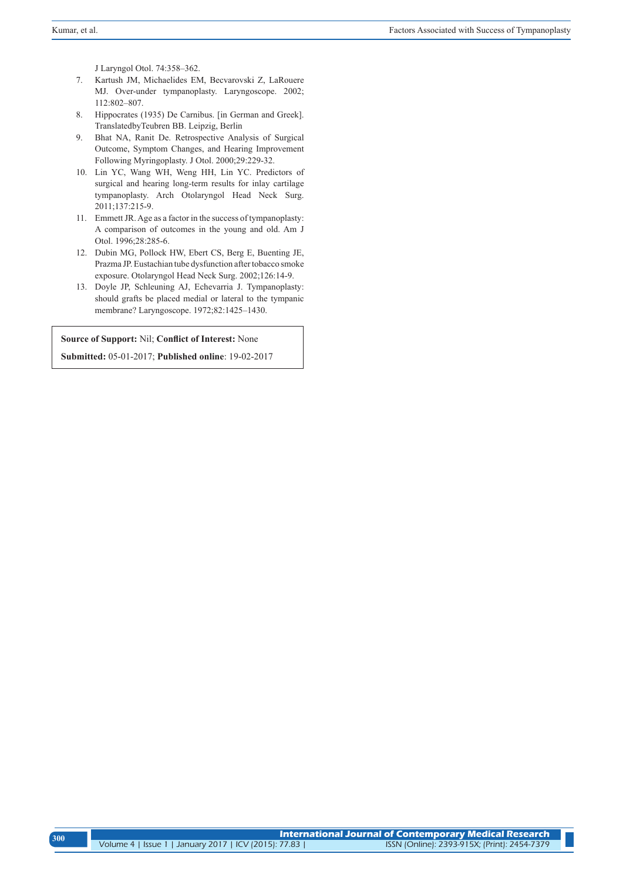J Laryngol Otol. 74:358–362.

7. Kartush JM, Michaelides EM, Becvarovski Z, LaRouere MJ. Over-under tympanoplasty. Laryngoscope. 2002; 112:802–807.
8. Hippocrates (1935) De Carnibus. [in German and Greek]. TranslatedbyTeubren BB. Leipzig, Berlin
9. Bhat NA, Ranit De. Retrospective Analysis of Surgical Outcome, Symptom Changes, and Hearing Improvement Following Myringoplasty. J Otol. 2000;29:229-32.
10. Lin YC, Wang WH, Weng HH, Lin YC. Predictors of surgical and hearing long-term results for inlay cartilage tympanoplasty. Arch Otolaryngol Head Neck Surg. 2011;137:215-9.
11. Emmett JR. Age as a factor in the success of tympanoplasty: A comparison of outcomes in the young and old. Am J Otol. 1996;28:285-6.
12. Dubin MG, Pollock HW, Ebert CS, Berg E, Buenting JE, Prazma JP. Eustachian tube dysfunction after tobacco smoke exposure. Otolaryngol Head Neck Surg. 2002;126:14-9.
13. Doyle JP, Schleuning AJ, Echevarria J. Tympanoplasty: should grafts be placed medial or lateral to the tympanic membrane? Laryngoscope. 1972;82:1425–1430.

**Source of Support:** Nil; **Conflict of Interest:** None

**Submitted:** 05-01-2017; **Published online**: 19-02-2017